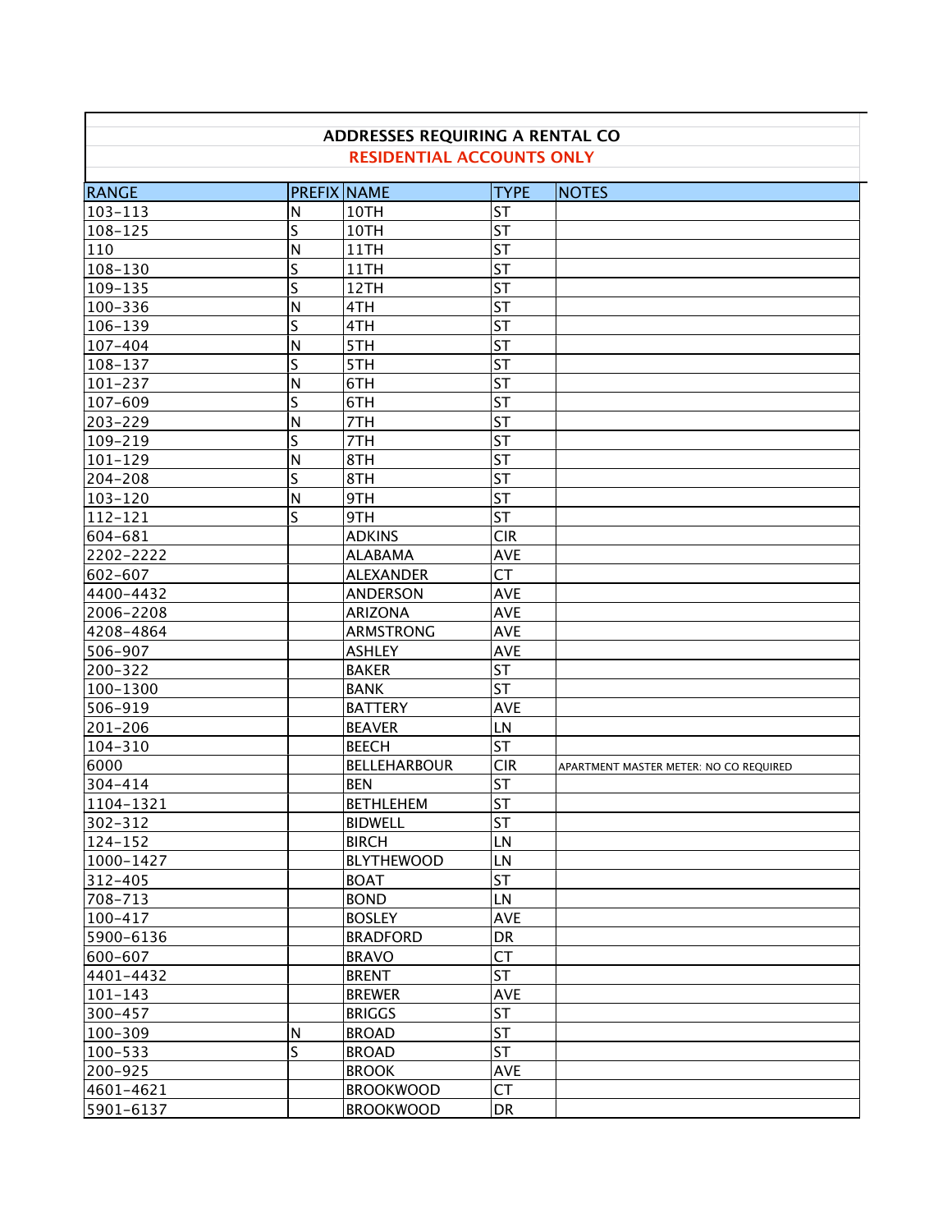## ADDRESSES REQUIRING A RENTAL CO

**RESIDENTIAL ACCOUNTS ONLY**

| RANGE | PREFIX | NAME | TYPE | NOTES |
|---|---|---|---|---|
| 103-113 | N | 10TH | ST | |
| 108-125 | S | 10TH | ST | |
| 110 | N | 11TH | ST | |
| 108-130 | S | 11TH | ST | |
| 109-135 | S | 12TH | ST | |
| 100-336 | N | 4TH | ST | |
| 106-139 | S | 4TH | ST | |
| 107-404 | N | 5TH | ST | |
| 108-137 | S | 5TH | ST | |
| 101-237 | N | 6TH | ST | |
| 107-609 | S | 6TH | ST | |
| 203-229 | N | 7TH | ST | |
| 109-219 | S | 7TH | ST | |
| 101-129 | N | 8TH | ST | |
| 204-208 | S | 8TH | ST | |
| 103-120 | N | 9TH | ST | |
| 112-121 | S | 9TH | ST | |
| 604-681 | | ADKINS | CIR | |
| 2202-2222 | | ALABAMA | AVE | |
| 602-607 | | ALEXANDER | CT | |
| 4400-4432 | | ANDERSON | AVE | |
| 2006-2208 | | ARIZONA | AVE | |
| 4208-4864 | | ARMSTRONG | AVE | |
| 506-907 | | ASHLEY | AVE | |
| 200-322 | | BAKER | ST | |
| 100-1300 | | BANK | ST | |
| 506-919 | | BATTERY | AVE | |
| 201-206 | | BEAVER | LN | |
| 104-310 | | BEECH | ST | |
| 6000 | | BELLEHARBOUR | CIR | APARTMENT MASTER METER: NO CO REQUIRED |
| 304-414 | | BEN | ST | |
| 1104-1321 | | BETHLEHEM | ST | |
| 302-312 | | BIDWELL | ST | |
| 124-152 | | BIRCH | LN | |
| 1000-1427 | | BLYTHEWOOD | LN | |
| 312-405 | | BOAT | ST | |
| 708-713 | | BOND | LN | |
| 100-417 | | BOSLEY | AVE | |
| 5900-6136 | | BRADFORD | DR | |
| 600-607 | | BRAVO | CT | |
| 4401-4432 | | BRENT | ST | |
| 101-143 | | BREWER | AVE | |
| 300-457 | | BRIGGS | ST | |
| 100-309 | N | BROAD | ST | |
| 100-533 | S | BROAD | ST | |
| 200-925 | | BROOK | AVE | |
| 4601-4621 | | BROOKWOOD | CT | |
| 5901-6137 | | BROOKWOOD | DR | |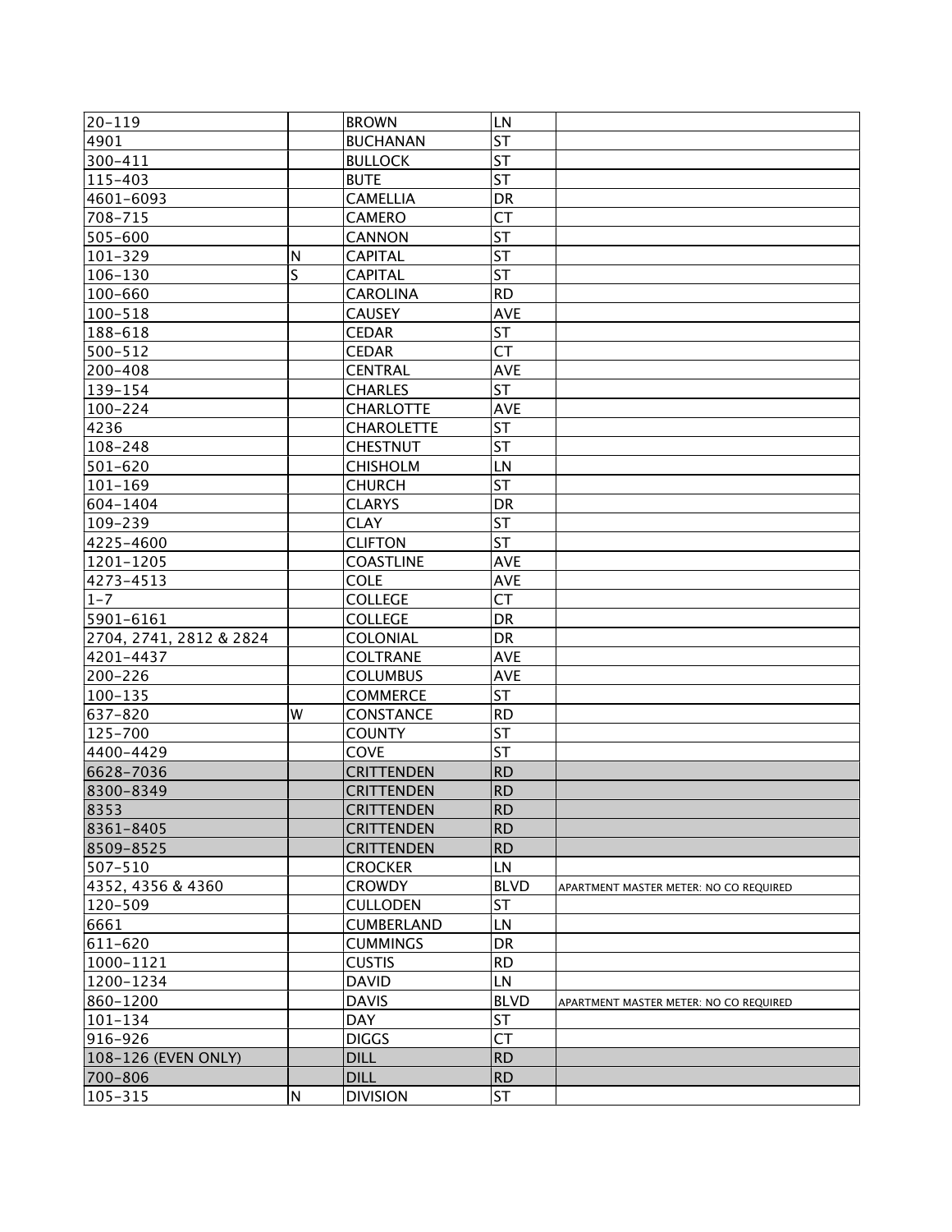| | | | | |
|---|---|---|---|---|
| 20-119 | | BROWN | LN | |
| 4901 | | BUCHANAN | ST | |
| 300-411 | | BULLOCK | ST | |
| 115-403 | | BUTE | ST | |
| 4601-6093 | | CAMELLIA | DR | |
| 708-715 | | CAMERO | CT | |
| 505-600 | | CANNON | ST | |
| 101-329 | N | CAPITAL | ST | |
| 106-130 | S | CAPITAL | ST | |
| 100-660 | | CAROLINA | RD | |
| 100-518 | | CAUSEY | AVE | |
| 188-618 | | CEDAR | ST | |
| 500-512 | | CEDAR | CT | |
| 200-408 | | CENTRAL | AVE | |
| 139-154 | | CHARLES | ST | |
| 100-224 | | CHARLOTTE | AVE | |
| 4236 | | CHAROLETTE | ST | |
| 108-248 | | CHESTNUT | ST | |
| 501-620 | | CHISHOLM | LN | |
| 101-169 | | CHURCH | ST | |
| 604-1404 | | CLARYS | DR | |
| 109-239 | | CLAY | ST | |
| 4225-4600 | | CLIFTON | ST | |
| 1201-1205 | | COASTLINE | AVE | |
| 4273-4513 | | COLE | AVE | |
| 1-7 | | COLLEGE | CT | |
| 5901-6161 | | COLLEGE | DR | |
| 2704, 2741, 2812 & 2824 | | COLONIAL | DR | |
| 4201-4437 | | COLTRANE | AVE | |
| 200-226 | | COLUMBUS | AVE | |
| 100-135 | | COMMERCE | ST | |
| 637-820 | W | CONSTANCE | RD | |
| 125-700 | | COUNTY | ST | |
| 4400-4429 | | COVE | ST | |
| 6628-7036 | | CRITTENDEN | RD | |
| 8300-8349 | | CRITTENDEN | RD | |
| 8353 | | CRITTENDEN | RD | |
| 8361-8405 | | CRITTENDEN | RD | |
| 8509-8525 | | CRITTENDEN | RD | |
| 507-510 | | CROCKER | LN | |
| 4352, 4356 & 4360 | | CROWDY | BLVD | APARTMENT MASTER METER: NO CO REQUIRED |
| 120-509 | | CULLODEN | ST | |
| 6661 | | CUMBERLAND | LN | |
| 611-620 | | CUMMINGS | DR | |
| 1000-1121 | | CUSTIS | RD | |
| 1200-1234 | | DAVID | LN | |
| 860-1200 | | DAVIS | BLVD | APARTMENT MASTER METER: NO CO REQUIRED |
| 101-134 | | DAY | ST | |
| 916-926 | | DIGGS | CT | |
| 108-126 (EVEN ONLY) | | DILL | RD | |
| 700-806 | | DILL | RD | |
| 105-315 | N | DIVISION | ST | |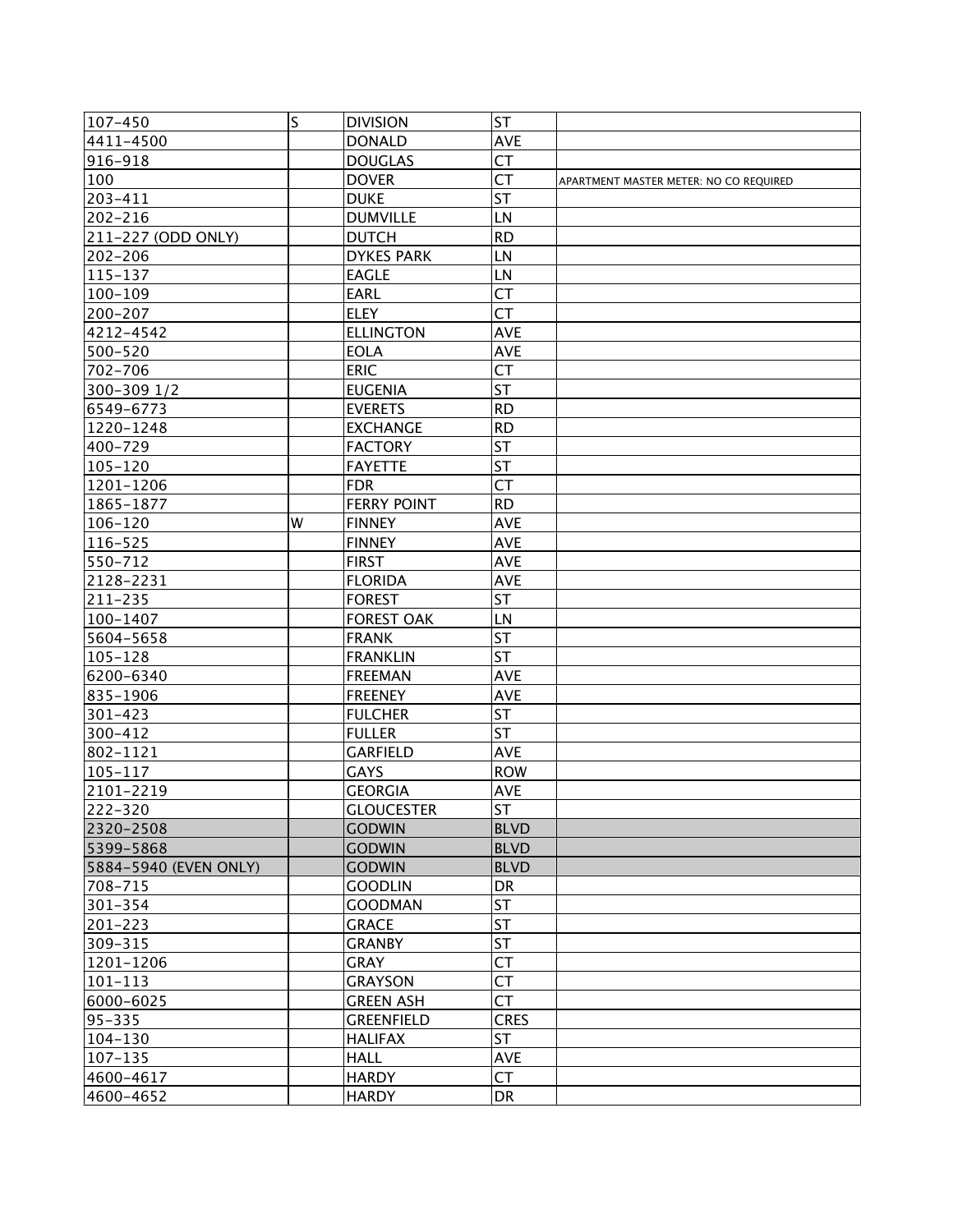| | | | | |
|---|---|---|---|---|
| 107-450 | S | DIVISION | ST | |
| 4411-4500 | | DONALD | AVE | |
| 916-918 | | DOUGLAS | CT | |
| 100 | | DOVER | CT | APARTMENT MASTER METER: NO CO REQUIRED |
| 203-411 | | DUKE | ST | |
| 202-216 | | DUMVILLE | LN | |
| 211-227 (ODD ONLY) | | DUTCH | RD | |
| 202-206 | | DYKES PARK | LN | |
| 115-137 | | EAGLE | LN | |
| 100-109 | | EARL | CT | |
| 200-207 | | ELEY | CT | |
| 4212-4542 | | ELLINGTON | AVE | |
| 500-520 | | EOLA | AVE | |
| 702-706 | | ERIC | CT | |
| 300-309 1/2 | | EUGENIA | ST | |
| 6549-6773 | | EVERETS | RD | |
| 1220-1248 | | EXCHANGE | RD | |
| 400-729 | | FACTORY | ST | |
| 105-120 | | FAYETTE | ST | |
| 1201-1206 | | FDR | CT | |
| 1865-1877 | | FERRY POINT | RD | |
| 106-120 | W | FINNEY | AVE | |
| 116-525 | | FINNEY | AVE | |
| 550-712 | | FIRST | AVE | |
| 2128-2231 | | FLORIDA | AVE | |
| 211-235 | | FOREST | ST | |
| 100-1407 | | FOREST OAK | LN | |
| 5604-5658 | | FRANK | ST | |
| 105-128 | | FRANKLIN | ST | |
| 6200-6340 | | FREEMAN | AVE | |
| 835-1906 | | FREENEY | AVE | |
| 301-423 | | FULCHER | ST | |
| 300-412 | | FULLER | ST | |
| 802-1121 | | GARFIELD | AVE | |
| 105-117 | | GAYS | ROW | |
| 2101-2219 | | GEORGIA | AVE | |
| 222-320 | | GLOUCESTER | ST | |
| 2320-2508 | | GODWIN | BLVD | |
| 5399-5868 | | GODWIN | BLVD | |
| 5884-5940 (EVEN ONLY) | | GODWIN | BLVD | |
| 708-715 | | GOODLIN | DR | |
| 301-354 | | GOODMAN | ST | |
| 201-223 | | GRACE | ST | |
| 309-315 | | GRANBY | ST | |
| 1201-1206 | | GRAY | CT | |
| 101-113 | | GRAYSON | CT | |
| 6000-6025 | | GREEN ASH | CT | |
| 95-335 | | GREENFIELD | CRES | |
| 104-130 | | HALIFAX | ST | |
| 107-135 | | HALL | AVE | |
| 4600-4617 | | HARDY | CT | |
| 4600-4652 | | HARDY | DR | |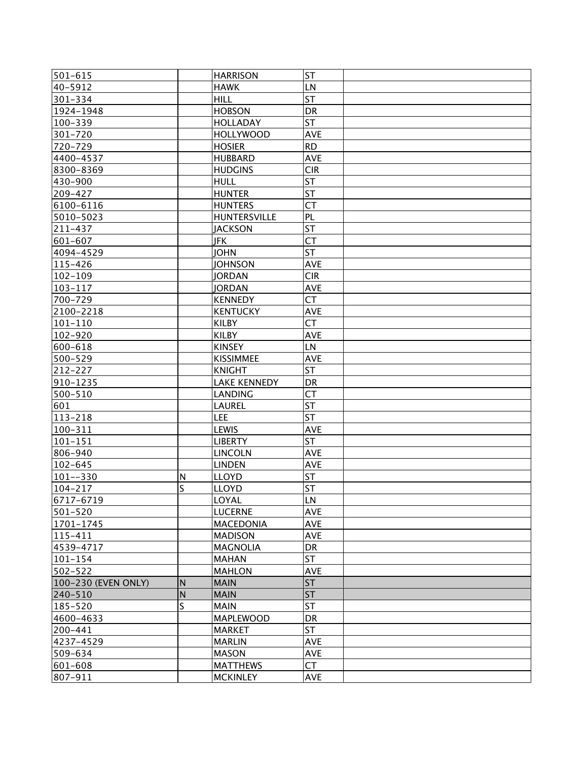| | | | | |
|---|---|---|---|---|
| 501-615 | | HARRISON | ST | |
| 40-5912 | | HAWK | LN | |
| 301-334 | | HILL | ST | |
| 1924-1948 | | HOBSON | DR | |
| 100-339 | | HOLLADAY | ST | |
| 301-720 | | HOLLYWOOD | AVE | |
| 720-729 | | HOSIER | RD | |
| 4400-4537 | | HUBBARD | AVE | |
| 8300-8369 | | HUDGINS | CIR | |
| 430-900 | | HULL | ST | |
| 209-427 | | HUNTER | ST | |
| 6100-6116 | | HUNTERS | CT | |
| 5010-5023 | | HUNTERSVILLE | PL | |
| 211-437 | | JACKSON | ST | |
| 601-607 | | JFK | CT | |
| 4094-4529 | | JOHN | ST | |
| 115-426 | | JOHNSON | AVE | |
| 102-109 | | JORDAN | CIR | |
| 103-117 | | JORDAN | AVE | |
| 700-729 | | KENNEDY | CT | |
| 2100-2218 | | KENTUCKY | AVE | |
| 101-110 | | KILBY | CT | |
| 102-920 | | KILBY | AVE | |
| 600-618 | | KINSEY | LN | |
| 500-529 | | KISSIMMEE | AVE | |
| 212-227 | | KNIGHT | ST | |
| 910-1235 | | LAKE KENNEDY | DR | |
| 500-510 | | LANDING | CT | |
| 601 | | LAUREL | ST | |
| 113-218 | | LEE | ST | |
| 100-311 | | LEWIS | AVE | |
| 101-151 | | LIBERTY | ST | |
| 806-940 | | LINCOLN | AVE | |
| 102-645 | | LINDEN | AVE | |
| 101--330 | N | LLOYD | ST | |
| 104-217 | S | LLOYD | ST | |
| 6717-6719 | | LOYAL | LN | |
| 501-520 | | LUCERNE | AVE | |
| 1701-1745 | | MACEDONIA | AVE | |
| 115-411 | | MADISON | AVE | |
| 4539-4717 | | MAGNOLIA | DR | |
| 101-154 | | MAHAN | ST | |
| 502-522 | | MAHLON | AVE | |
| 100-230 (EVEN ONLY) | N | MAIN | ST | |
| 240-510 | N | MAIN | ST | |
| 185-520 | S | MAIN | ST | |
| 4600-4633 | | MAPLEWOOD | DR | |
| 200-441 | | MARKET | ST | |
| 4237-4529 | | MARLIN | AVE | |
| 509-634 | | MASON | AVE | |
| 601-608 | | MATTHEWS | CT | |
| 807-911 | | MCKINLEY | AVE | |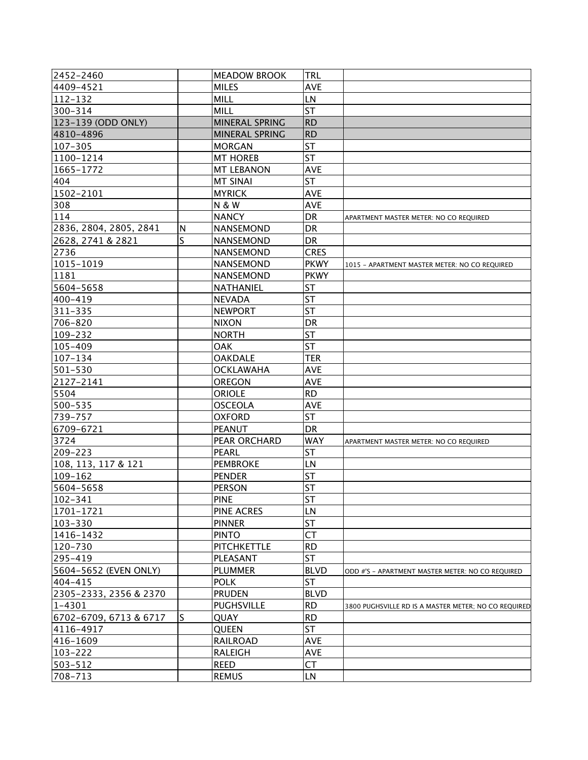| | | | | |
|---|---|---|---|---|
| 2452-2460 | | MEADOW BROOK | TRL | |
| 4409-4521 | | MILES | AVE | |
| 112-132 | | MILL | LN | |
| 300-314 | | MILL | ST | |
| 123-139 (ODD ONLY) | | MINERAL SPRING | RD | |
| 4810-4896 | | MINERAL SPRING | RD | |
| 107-305 | | MORGAN | ST | |
| 1100-1214 | | MT HOREB | ST | |
| 1665-1772 | | MT LEBANON | AVE | |
| 404 | | MT SINAI | ST | |
| 1502-2101 | | MYRICK | AVE | |
| 308 | | N & W | AVE | |
| 114 | | NANCY | DR | APARTMENT MASTER METER: NO CO REQUIRED |
| 2836, 2804, 2805, 2841 | N | NANSEMOND | DR | |
| 2628, 2741 & 2821 | S | NANSEMOND | DR | |
| 2736 | | NANSEMOND | CRES | |
| 1015-1019 | | NANSEMOND | PKWY | 1015 - APARTMENT MASTER METER: NO CO REQUIRED |
| 1181 | | NANSEMOND | PKWY | |
| 5604-5658 | | NATHANIEL | ST | |
| 400-419 | | NEVADA | ST | |
| 311-335 | | NEWPORT | ST | |
| 706-820 | | NIXON | DR | |
| 109-232 | | NORTH | ST | |
| 105-409 | | OAK | ST | |
| 107-134 | | OAKDALE | TER | |
| 501-530 | | OCKLAWAHA | AVE | |
| 2127-2141 | | OREGON | AVE | |
| 5504 | | ORIOLE | RD | |
| 500-535 | | OSCEOLA | AVE | |
| 739-757 | | OXFORD | ST | |
| 6709-6721 | | PEANUT | DR | |
| 3724 | | PEAR ORCHARD | WAY | APARTMENT MASTER METER: NO CO REQUIRED |
| 209-223 | | PEARL | ST | |
| 108, 113, 117 & 121 | | PEMBROKE | LN | |
| 109-162 | | PENDER | ST | |
| 5604-5658 | | PERSON | ST | |
| 102-341 | | PINE | ST | |
| 1701-1721 | | PINE ACRES | LN | |
| 103-330 | | PINNER | ST | |
| 1416-1432 | | PINTO | CT | |
| 120-730 | | PITCHKETTLE | RD | |
| 295-419 | | PLEASANT | ST | |
| 5604-5652 (EVEN ONLY) | | PLUMMER | BLVD | ODD #'S - APARTMENT MASTER METER: NO CO REQUIRED |
| 404-415 | | POLK | ST | |
| 2305-2333, 2356 & 2370 | | PRUDEN | BLVD | |
| 1-4301 | | PUGHSVILLE | RD | 3800 PUGHSVILLE RD IS A MASTER METER; NO CO REQUIRED |
| 6702-6709, 6713 & 6717 | S | QUAY | RD | |
| 4116-4917 | | QUEEN | ST | |
| 416-1609 | | RAILROAD | AVE | |
| 103-222 | | RALEIGH | AVE | |
| 503-512 | | REED | CT | |
| 708-713 | | REMUS | LN | |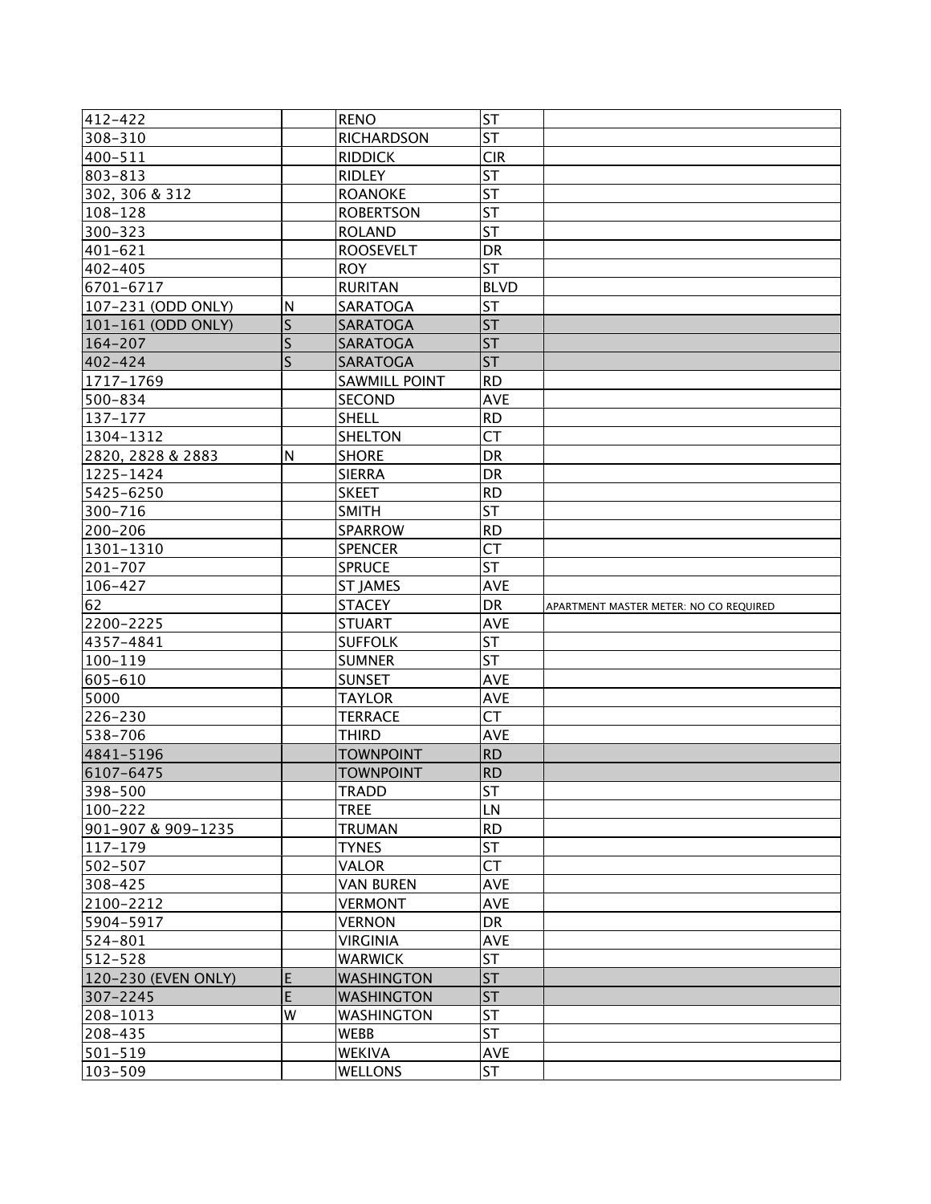| | | | | |
|---|---|---|---|---|
| 412-422 | | RENO | ST | |
| 308-310 | | RICHARDSON | ST | |
| 400-511 | | RIDDICK | CIR | |
| 803-813 | | RIDLEY | ST | |
| 302, 306 & 312 | | ROANOKE | ST | |
| 108-128 | | ROBERTSON | ST | |
| 300-323 | | ROLAND | ST | |
| 401-621 | | ROOSEVELT | DR | |
| 402-405 | | ROY | ST | |
| 6701-6717 | | RURITAN | BLVD | |
| 107-231 (ODD ONLY) | N | SARATOGA | ST | |
| 101-161 (ODD ONLY) | S | SARATOGA | ST | |
| 164-207 | S | SARATOGA | ST | |
| 402-424 | S | SARATOGA | ST | |
| 1717-1769 | | SAWMILL POINT | RD | |
| 500-834 | | SECOND | AVE | |
| 137-177 | | SHELL | RD | |
| 1304-1312 | | SHELTON | CT | |
| 2820, 2828 & 2883 | N | SHORE | DR | |
| 1225-1424 | | SIERRA | DR | |
| 5425-6250 | | SKEET | RD | |
| 300-716 | | SMITH | ST | |
| 200-206 | | SPARROW | RD | |
| 1301-1310 | | SPENCER | CT | |
| 201-707 | | SPRUCE | ST | |
| 106-427 | | ST JAMES | AVE | |
| 62 | | STACEY | DR | APARTMENT MASTER METER: NO CO REQUIRED |
| 2200-2225 | | STUART | AVE | |
| 4357-4841 | | SUFFOLK | ST | |
| 100-119 | | SUMNER | ST | |
| 605-610 | | SUNSET | AVE | |
| 5000 | | TAYLOR | AVE | |
| 226-230 | | TERRACE | CT | |
| 538-706 | | THIRD | AVE | |
| 4841-5196 | | TOWNPOINT | RD | |
| 6107-6475 | | TOWNPOINT | RD | |
| 398-500 | | TRADD | ST | |
| 100-222 | | TREE | LN | |
| 901-907 & 909-1235 | | TRUMAN | RD | |
| 117-179 | | TYNES | ST | |
| 502-507 | | VALOR | CT | |
| 308-425 | | VAN BUREN | AVE | |
| 2100-2212 | | VERMONT | AVE | |
| 5904-5917 | | VERNON | DR | |
| 524-801 | | VIRGINIA | AVE | |
| 512-528 | | WARWICK | ST | |
| 120-230 (EVEN ONLY) | E | WASHINGTON | ST | |
| 307-2245 | E | WASHINGTON | ST | |
| 208-1013 | W | WASHINGTON | ST | |
| 208-435 | | WEBB | ST | |
| 501-519 | | WEKIVA | AVE | |
| 103-509 | | WELLONS | ST | |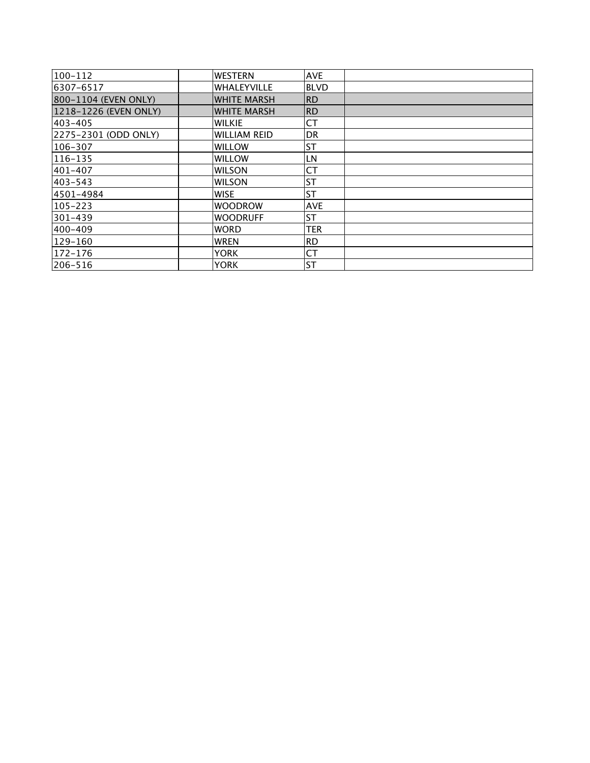| | | | | |
|---|---|---|---|---|
| 100-112 | | WESTERN | AVE | |
| 6307-6517 | | WHALEYVILLE | BLVD | |
| 800-1104 (EVEN ONLY) | | WHITE MARSH | RD | |
| 1218-1226 (EVEN ONLY) | | WHITE MARSH | RD | |
| 403-405 | | WILKIE | CT | |
| 2275-2301 (ODD ONLY) | | WILLIAM REID | DR | |
| 106-307 | | WILLOW | ST | |
| 116-135 | | WILLOW | LN | |
| 401-407 | | WILSON | CT | |
| 403-543 | | WILSON | ST | |
| 4501-4984 | | WISE | ST | |
| 105-223 | | WOODROW | AVE | |
| 301-439 | | WOODRUFF | ST | |
| 400-409 | | WORD | TER | |
| 129-160 | | WREN | RD | |
| 172-176 | | YORK | CT | |
| 206-516 | | YORK | ST | |